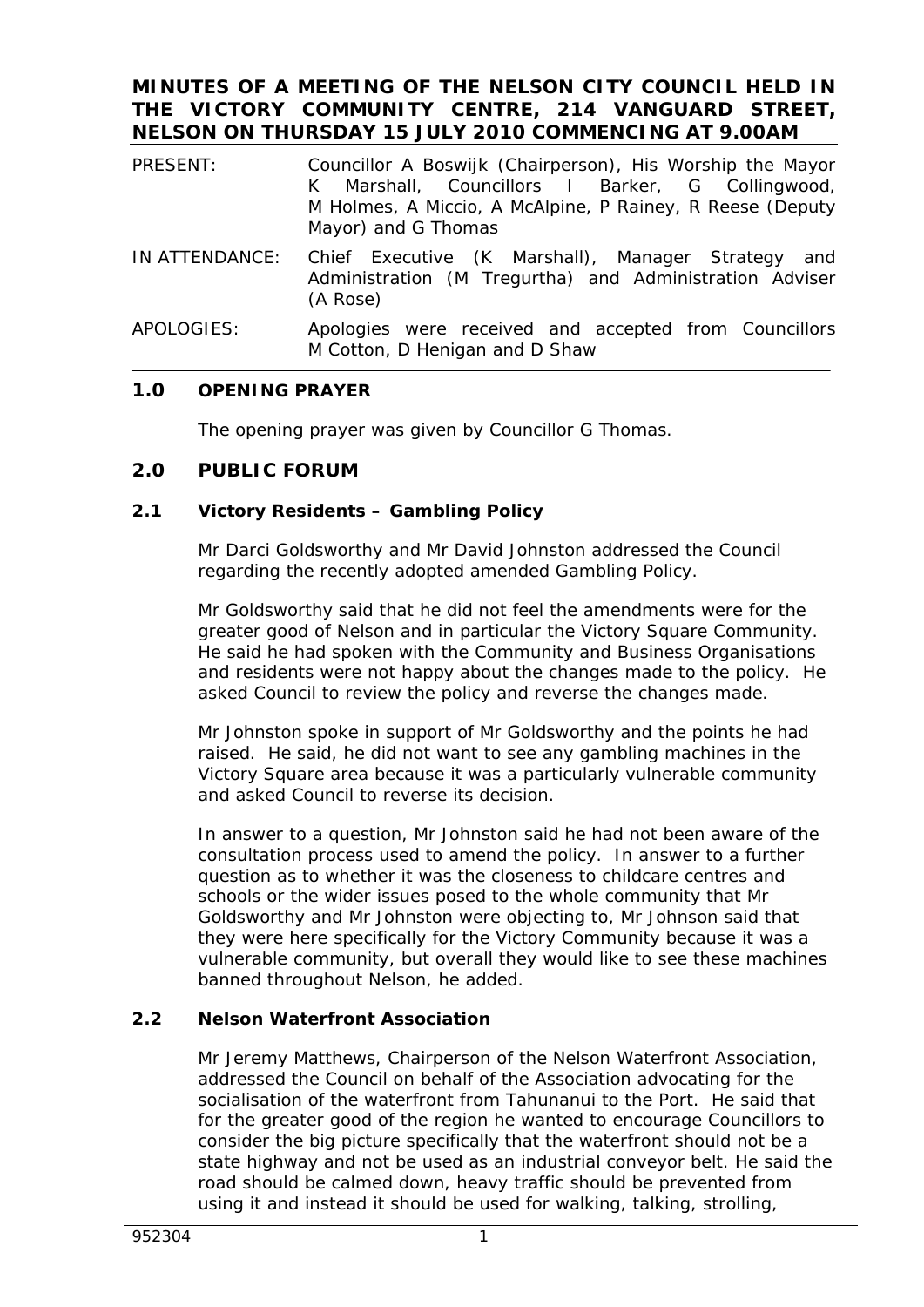**MINUTES OF A MEETING OF THE NELSON CITY COUNCIL HELD IN THE VICTORY COMMUNITY CENTRE, 214 VANGUARD STREET, NELSON ON THURSDAY 15 JULY 2010 COMMENCING AT 9.00AM**

PRESENT: Councillor A Boswijk (Chairperson), His Worship the Mayor K Marshall, Councillors I Barker, G Collingwood, M Holmes, A Miccio, A McAlpine, P Rainey, R Reese (Deputy Mayor) and G Thomas

IN ATTENDANCE: Chief Executive (K Marshall), Manager Strategy and Administration (M Tregurtha) and Administration Adviser (A Rose)

APOLOGIES: Apologies were received and accepted from Councillors M Cotton, D Henigan and D Shaw

## 1.0 OPENING PRAYER

The opening prayer was given by Councillor G Thomas.

## 2.0 PUBLIC FORUM

### 2.1 Victory Residents – Gambling Policy

Mr Darci Goldsworthy and Mr David Johnston addressed the Council regarding the recently adopted amended Gambling Policy.

Mr Goldsworthy said that he did not feel the amendments were for the greater good of Nelson and in particular the Victory Square Community. He said he had spoken with the Community and Business Organisations and residents were not happy about the changes made to the policy. He asked Council to review the policy and reverse the changes made.

Mr Johnston spoke in support of Mr Goldsworthy and the points he had raised. He said, he did not want to see any gambling machines in the Victory Square area because it was a particularly vulnerable community and asked Council to reverse its decision.

In answer to a question, Mr Johnston said he had not been aware of the consultation process used to amend the policy. In answer to a further question as to whether it was the closeness to childcare centres and schools or the wider issues posed to the whole community that Mr Goldsworthy and Mr Johnston were objecting to, Mr Johnson said that they were here specifically for the Victory Community because it was a vulnerable community, but overall they would like to see these machines banned throughout Nelson, he added.

### 2.2 Nelson Waterfront Association

Mr Jeremy Matthews, Chairperson of the Nelson Waterfront Association, addressed the Council on behalf of the Association advocating for the socialisation of the waterfront from Tahunanui to the Port. He said that for the greater good of the region he wanted to encourage Councillors to consider the big picture specifically that the waterfront should not be a state highway and not be used as an industrial conveyor belt. He said the road should be calmed down, heavy traffic should be prevented from using it and instead it should be used for walking, talking, strolling,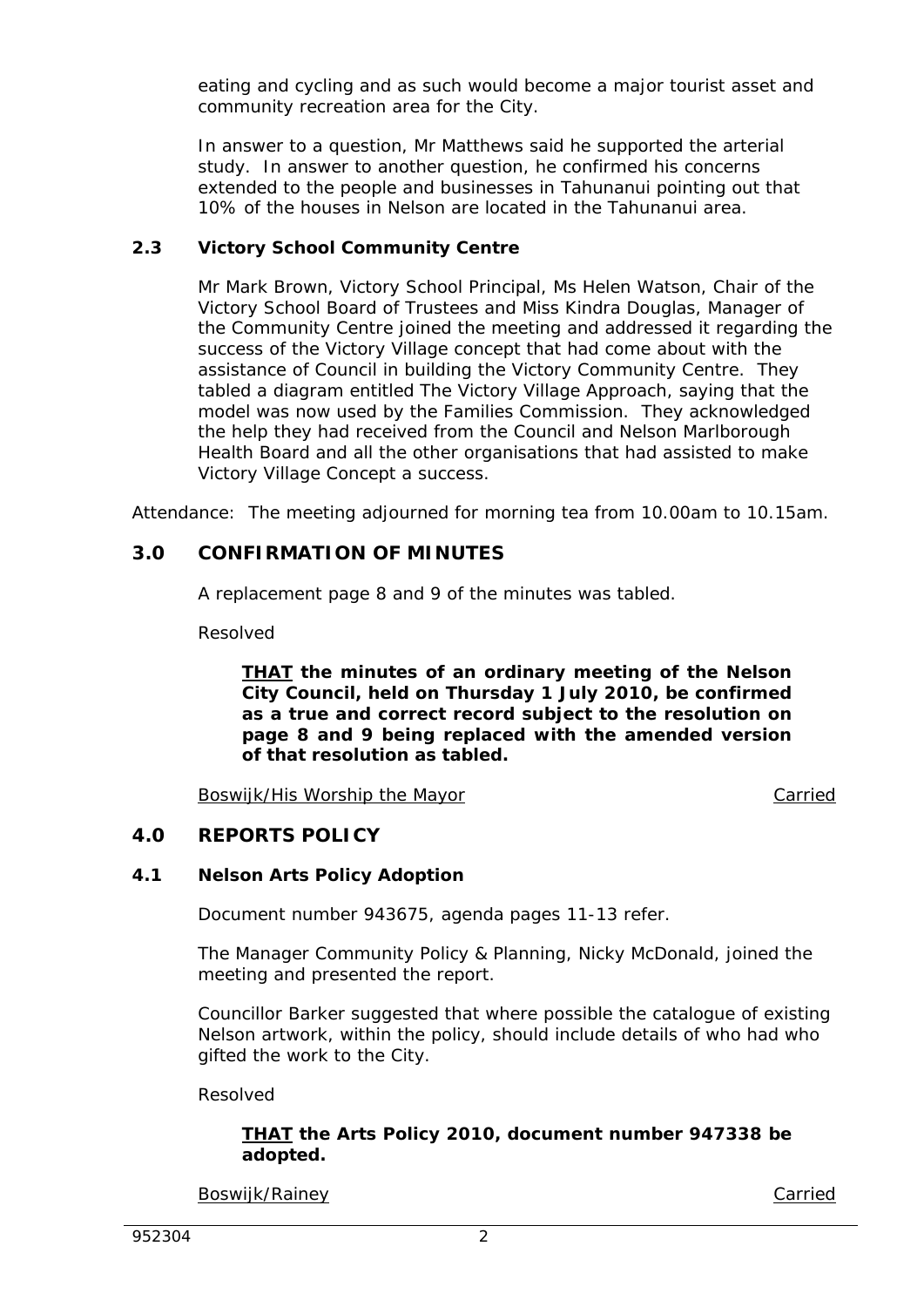eating and cycling and as such would become a major tourist asset and community recreation area for the City.

In answer to a question, Mr Matthews said he supported the arterial study. In answer to another question, he confirmed his concerns extended to the people and businesses in Tahunanui pointing out that 10% of the houses in Nelson are located in the Tahunanui area.

### 2.3 Victory School Community Centre

Mr Mark Brown, Victory School Principal, Ms Helen Watson, Chair of the Victory School Board of Trustees and Miss Kindra Douglas, Manager of the Community Centre joined the meeting and addressed it regarding the success of the Victory Village concept that had come about with the assistance of Council in building the Victory Community Centre. They tabled a diagram entitled The Victory Village Approach, saying that the model was now used by the Families Commission. They acknowledged the help they had received from the Council and Nelson Marlborough Health Board and all the other organisations that had assisted to make Victory Village Concept a success.

Attendance: The meeting adjourned for morning tea from 10.00am to 10.15am.

## 3.0 CONFIRMATION OF MINUTES

A replacement page 8 and 9 of the minutes was tabled.

Resolved

> **<u>THAT</u> the minutes of an ordinary meeting of the Nelson City Council, held on Thursday 1 July 2010, be confirmed as a true and correct record subject to the resolution on page 8 and 9 being replaced with the amended version of that resolution as tabled.**

<u>Boswijk/His Worship the Mayor</u> <u>Carried</u>

## 4.0 REPORTS POLICY

### 4.1 Nelson Arts Policy Adoption

Document number 943675, agenda pages 11-13 refer.

The Manager Community Policy & Planning, Nicky McDonald, joined the meeting and presented the report.

Councillor Barker suggested that where possible the catalogue of existing Nelson artwork, within the policy, should include details of who had who gifted the work to the City.

Resolved

> **<u>THAT</u> the Arts Policy 2010, document number 947338 be adopted.**

<u>Boswijk/Rainey</u> <u>Carried</u>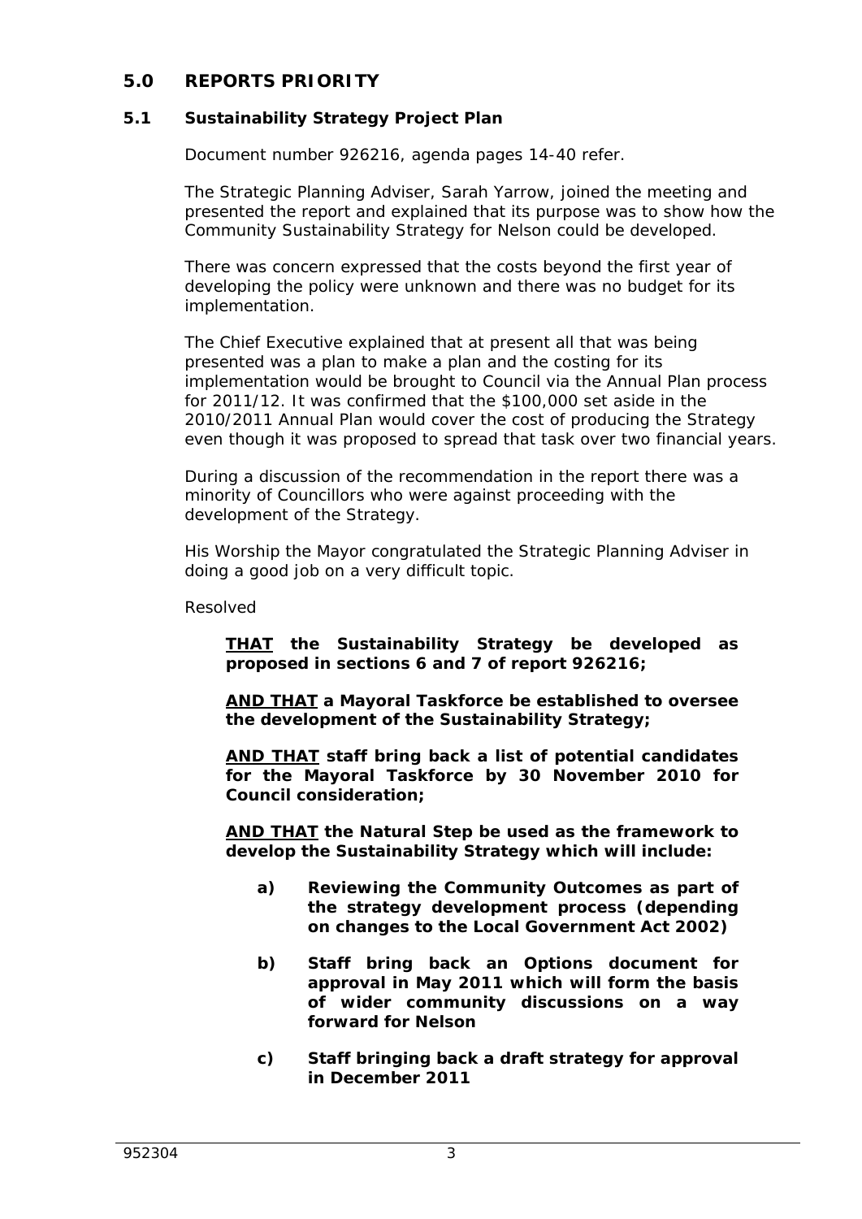## 5.0 REPORTS PRIORITY

### 5.1 Sustainability Strategy Project Plan

Document number 926216, agenda pages 14-40 refer.

The Strategic Planning Adviser, Sarah Yarrow, joined the meeting and presented the report and explained that its purpose was to show how the Community Sustainability Strategy for Nelson could be developed.

There was concern expressed that the costs beyond the first year of developing the policy were unknown and there was no budget for its implementation.

The Chief Executive explained that at present all that was being presented was a plan to make a plan and the costing for its implementation would be brought to Council via the Annual Plan process for 2011/12. It was confirmed that the $100,000 set aside in the 2010/2011 Annual Plan would cover the cost of producing the Strategy even though it was proposed to spread that task over two financial years.

During a discussion of the recommendation in the report there was a minority of Councillors who were against proceeding with the development of the Strategy.

His Worship the Mayor congratulated the Strategic Planning Adviser in doing a good job on a very difficult topic.

Resolved

**THAT the Sustainability Strategy be developed as proposed in sections 6 and 7 of report 926216;**

**AND THAT a Mayoral Taskforce be established to oversee the development of the Sustainability Strategy;**

**AND THAT staff bring back a list of potential candidates for the Mayoral Taskforce by 30 November 2010 for Council consideration;**

**AND THAT the Natural Step be used as the framework to develop the Sustainability Strategy which will include:**

- **a) Reviewing the Community Outcomes as part of the strategy development process (depending on changes to the Local Government Act 2002)**
- **b) Staff bring back an Options document for approval in May 2011 which will form the basis of wider community discussions on a way forward for Nelson**
- **c) Staff bringing back a draft strategy for approval in December 2011**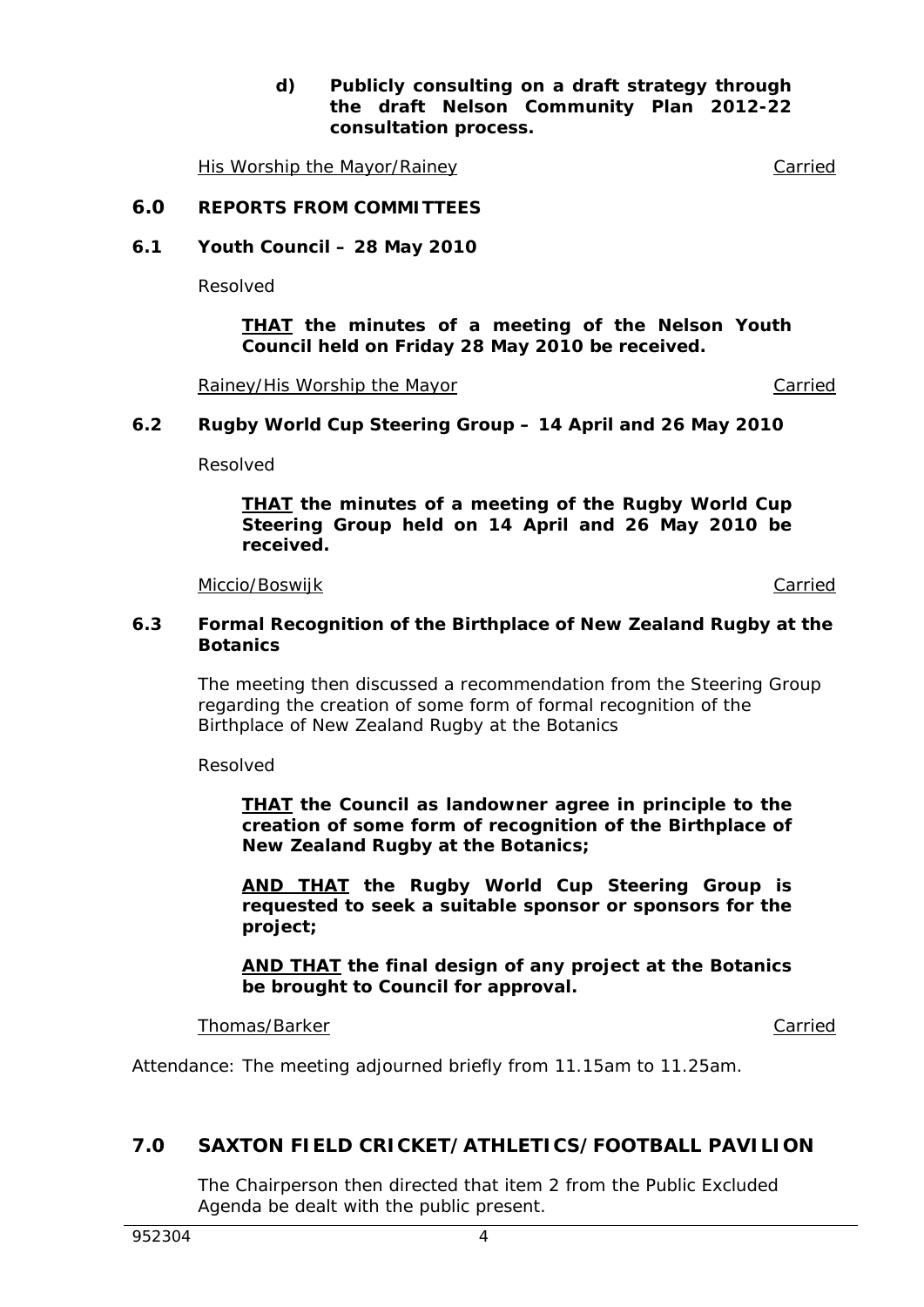**d) Publicly consulting on a draft strategy through the draft Nelson Community Plan 2012-22 consultation process.**

His Worship the Mayor/Rainey — Carried

## 6.0 REPORTS FROM COMMITTEES

### 6.1 Youth Council – 28 May 2010

Resolved

**THAT the minutes of a meeting of the Nelson Youth Council held on Friday 28 May 2010 be received.**

Rainey/His Worship the Mayor — Carried

### 6.2 Rugby World Cup Steering Group – 14 April and 26 May 2010

Resolved

**THAT the minutes of a meeting of the Rugby World Cup Steering Group held on 14 April and 26 May 2010 be received.**

Miccio/Boswijk — Carried

### 6.3 Formal Recognition of the Birthplace of New Zealand Rugby at the Botanics

The meeting then discussed a recommendation from the Steering Group regarding the creation of some form of formal recognition of the Birthplace of New Zealand Rugby at the Botanics

Resolved

**THAT the Council as landowner agree in principle to the creation of some form of recognition of the Birthplace of New Zealand Rugby at the Botanics;**

**AND THAT the Rugby World Cup Steering Group is requested to seek a suitable sponsor or sponsors for the project;**

**AND THAT the final design of any project at the Botanics be brought to Council for approval.**

Thomas/Barker — Carried

*Attendance: The meeting adjourned briefly from 11.15am to 11.25am.*

## 7.0 SAXTON FIELD CRICKET/ATHLETICS/FOOTBALL PAVILION

The Chairperson then directed that item 2 from the Public Excluded Agenda be dealt with the public present.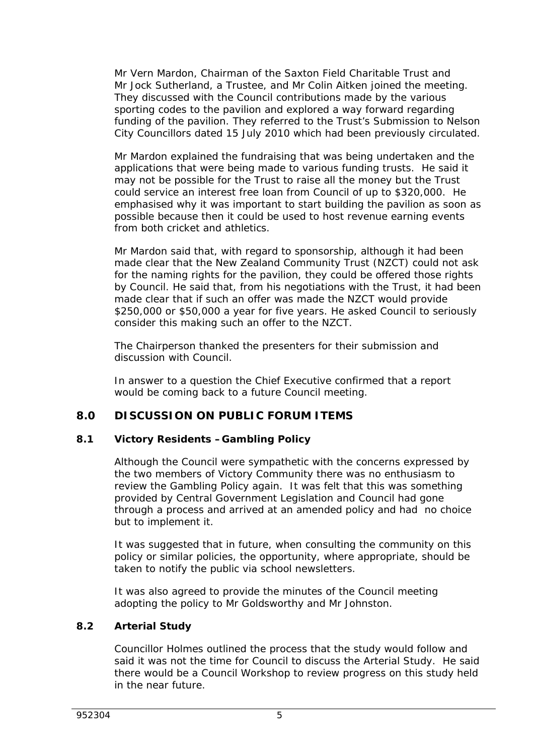Mr Vern Mardon, Chairman of the Saxton Field Charitable Trust and Mr Jock Sutherland, a Trustee, and Mr Colin Aitken joined the meeting. They discussed with the Council contributions made by the various sporting codes to the pavilion and explored a way forward regarding funding of the pavilion. They referred to the Trust's Submission to Nelson City Councillors dated 15 July 2010 which had been previously circulated.

Mr Mardon explained the fundraising that was being undertaken and the applications that were being made to various funding trusts. He said it may not be possible for the Trust to raise all the money but the Trust could service an interest free loan from Council of up to $320,000. He emphasised why it was important to start building the pavilion as soon as possible because then it could be used to host revenue earning events from both cricket and athletics.

Mr Mardon said that, with regard to sponsorship, although it had been made clear that the New Zealand Community Trust (NZCT) could not ask for the naming rights for the pavilion, they could be offered those rights by Council. He said that, from his negotiations with the Trust, it had been made clear that if such an offer was made the NZCT would provide $250,000 or $50,000 a year for five years. He asked Council to seriously consider this making such an offer to the NZCT.

The Chairperson thanked the presenters for their submission and discussion with Council.

In answer to a question the Chief Executive confirmed that a report would be coming back to a future Council meeting.

## 8.0 DISCUSSION ON PUBLIC FORUM ITEMS

### 8.1 Victory Residents – Gambling Policy

Although the Council were sympathetic with the concerns expressed by the two members of Victory Community there was no enthusiasm to review the Gambling Policy again. It was felt that this was something provided by Central Government Legislation and Council had gone through a process and arrived at an amended policy and had no choice but to implement it.

It was suggested that in future, when consulting the community on this policy or similar policies, the opportunity, where appropriate, should be taken to notify the public via school newsletters.

It was also agreed to provide the minutes of the Council meeting adopting the policy to Mr Goldsworthy and Mr Johnston.

### 8.2 Arterial Study

Councillor Holmes outlined the process that the study would follow and said it was not the time for Council to discuss the Arterial Study. He said there would be a Council Workshop to review progress on this study held in the near future.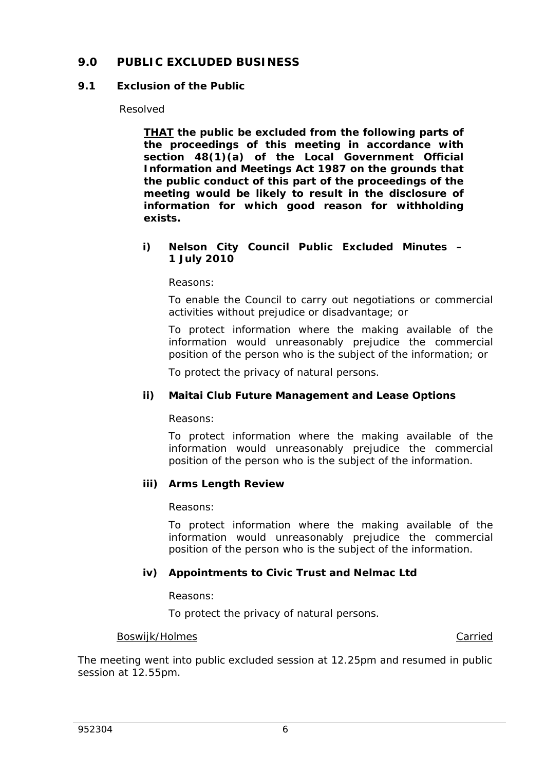## 9.0 PUBLIC EXCLUDED BUSINESS

### 9.1 Exclusion of the Public

Resolved

***<u>THAT</u> the public be excluded from the following parts of the proceedings of this meeting in accordance with section 48(1)(a) of the Local Government Official Information and Meetings Act 1987 on the grounds that the public conduct of this part of the proceedings of the meeting would be likely to result in the disclosure of information for which good reason for withholding exists.***

***i) Nelson City Council Public Excluded Minutes – 1 July 2010***

*Reasons:*

*To enable the Council to carry out negotiations or commercial activities without prejudice or disadvantage; or*

*To protect information where the making available of the information would unreasonably prejudice the commercial position of the person who is the subject of the information; or*

*To protect the privacy of natural persons.*

***ii) Maitai Club Future Management and Lease Options***

*Reasons:*

*To protect information where the making available of the information would unreasonably prejudice the commercial position of the person who is the subject of the information.*

***iii) Arms Length Review***

*Reasons:*

*To protect information where the making available of the information would unreasonably prejudice the commercial position of the person who is the subject of the information.*

***iv) Appointments to Civic Trust and Nelmac Ltd***

*Reasons:*

*To protect the privacy of natural persons.*

<u>Boswijk/Holmes</u> <u>Carried</u>

The meeting went into public excluded session at 12.25pm and resumed in public session at 12.55pm.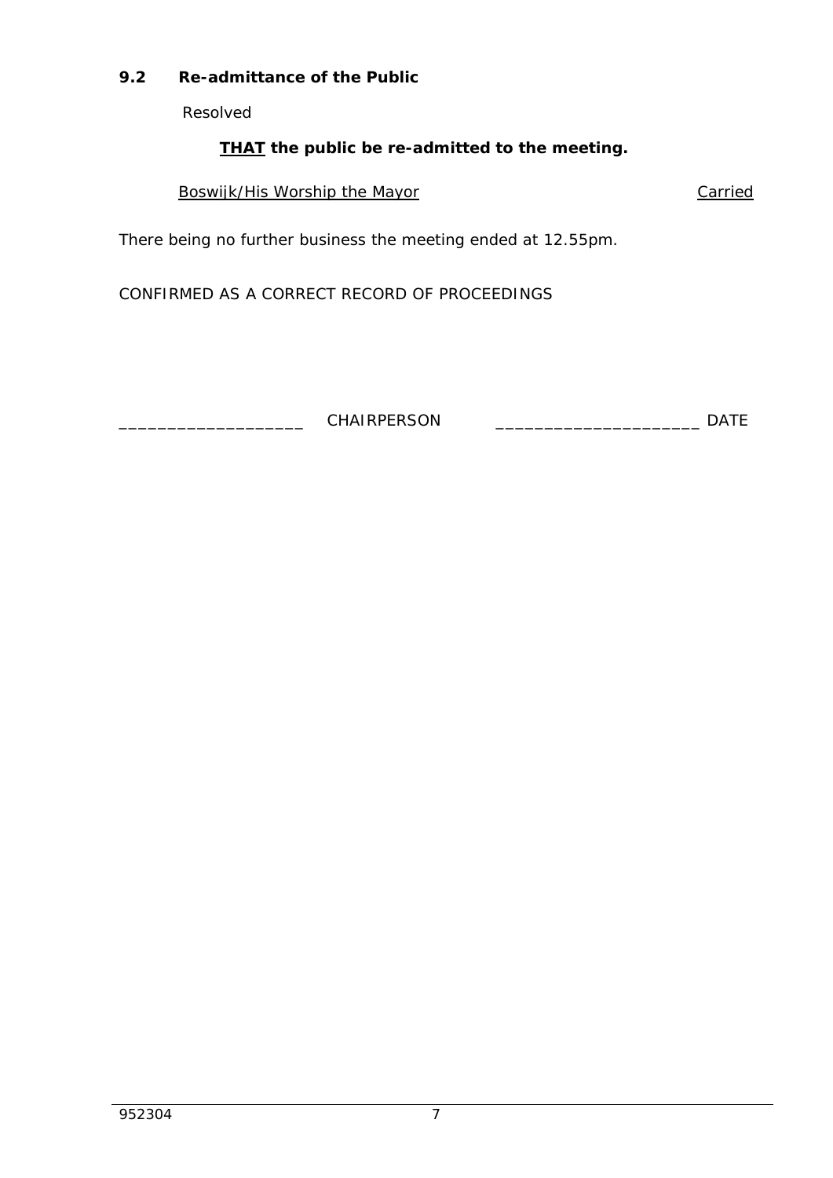### 9.2 Re-admittance of the Public

Resolved

**<u>THAT</u> the public be re-admitted to the meeting.**

<u>Boswijk/His Worship the Mayor</u> <u>Carried</u>

There being no further business the meeting ended at 12.55pm.

CONFIRMED AS A CORRECT RECORD OF PROCEEDINGS

___________________ CHAIRPERSON ____________________ DATE

952304